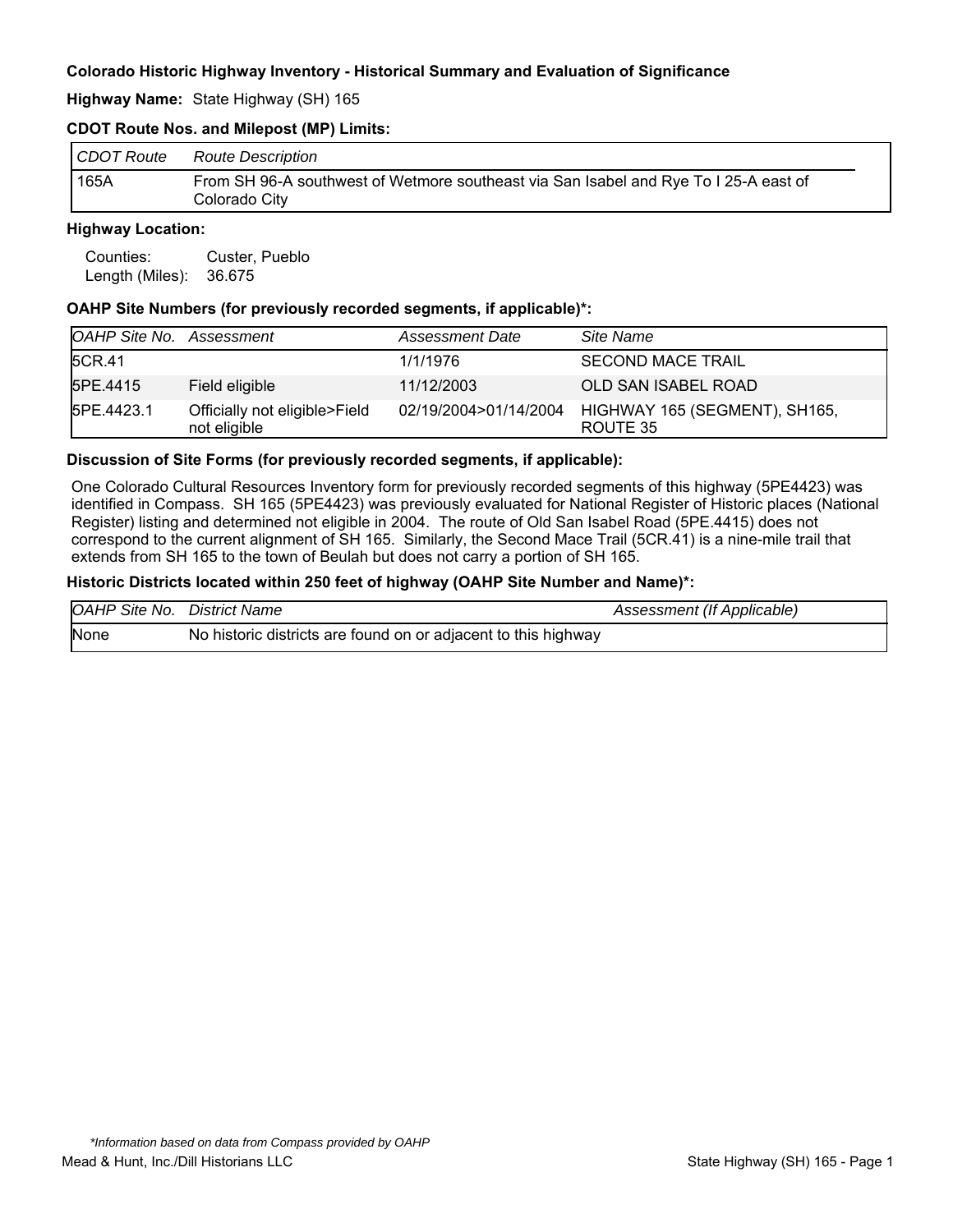**Colorado Historic Highway Inventory - Historical Summary and Evaluation of Significance**

**Highway Name:** State Highway (SH) 165

**CDOT Route Nos. and Milepost (MP) Limits:**

| *CDOT Route* | *Route Description* |
|---|---|
| 165A | From SH 96-A southwest of Wetmore southeast via San Isabel and Rye To I 25-A east of Colorado City |

**Highway Location:**

Counties: Custer, Pueblo
Length (Miles): 36.675

**OAHP Site Numbers (for previously recorded segments, if applicable)*:**

| *OAHP Site No.* | *Assessment* | *Assessment Date* | *Site Name* |
|---|---|---|---|
| 5CR.41 | | 1/1/1976 | SECOND MACE TRAIL |
| 5PE.4415 | Field eligible | 11/12/2003 | OLD SAN ISABEL ROAD |
| 5PE.4423.1 | Officially not eligible>Field not eligible | 02/19/2004>01/14/2004 | HIGHWAY 165 (SEGMENT), SH165, ROUTE 35 |

**Discussion of Site Forms (for previously recorded segments, if applicable):**

One Colorado Cultural Resources Inventory form for previously recorded segments of this highway (5PE4423) was identified in Compass. SH 165 (5PE4423) was previously evaluated for National Register of Historic places (National Register) listing and determined not eligible in 2004. The route of Old San Isabel Road (5PE.4415) does not correspond to the current alignment of SH 165. Similarly, the Second Mace Trail (5CR.41) is a nine-mile trail that extends from SH 165 to the town of Beulah but does not carry a portion of SH 165.

**Historic Districts located within 250 feet of highway (OAHP Site Number and Name)*:**

| *OAHP Site No.* | *District Name* | *Assessment (If Applicable)* |
|---|---|---|
| None | No historic districts are found on or adjacent to this highway | |

*\*Information based on data from Compass provided by OAHP*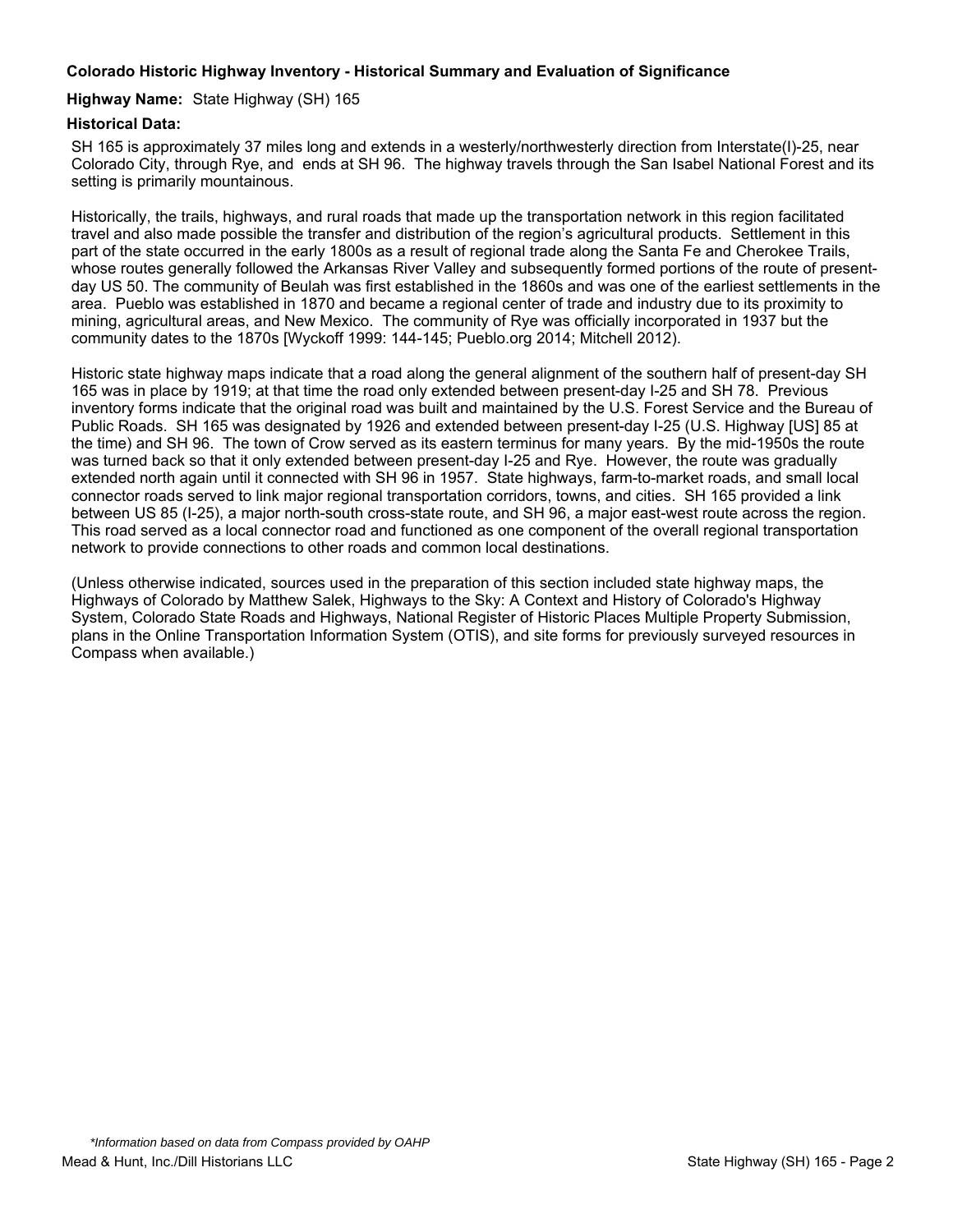**Colorado Historic Highway Inventory - Historical Summary and Evaluation of Significance**

**Highway Name:** State Highway (SH) 165

**Historical Data:**

SH 165 is approximately 37 miles long and extends in a westerly/northwesterly direction from Interstate(I)-25, near Colorado City, through Rye, and ends at SH 96. The highway travels through the San Isabel National Forest and its setting is primarily mountainous.

Historically, the trails, highways, and rural roads that made up the transportation network in this region facilitated travel and also made possible the transfer and distribution of the region's agricultural products. Settlement in this part of the state occurred in the early 1800s as a result of regional trade along the Santa Fe and Cherokee Trails, whose routes generally followed the Arkansas River Valley and subsequently formed portions of the route of present-day US 50. The community of Beulah was first established in the 1860s and was one of the earliest settlements in the area. Pueblo was established in 1870 and became a regional center of trade and industry due to its proximity to mining, agricultural areas, and New Mexico. The community of Rye was officially incorporated in 1937 but the community dates to the 1870s [Wyckoff 1999: 144-145; Pueblo.org 2014; Mitchell 2012).

Historic state highway maps indicate that a road along the general alignment of the southern half of present-day SH 165 was in place by 1919; at that time the road only extended between present-day I-25 and SH 78. Previous inventory forms indicate that the original road was built and maintained by the U.S. Forest Service and the Bureau of Public Roads. SH 165 was designated by 1926 and extended between present-day I-25 (U.S. Highway [US] 85 at the time) and SH 96. The town of Crow served as its eastern terminus for many years. By the mid-1950s the route was turned back so that it only extended between present-day I-25 and Rye. However, the route was gradually extended north again until it connected with SH 96 in 1957. State highways, farm-to-market roads, and small local connector roads served to link major regional transportation corridors, towns, and cities. SH 165 provided a link between US 85 (I-25), a major north-south cross-state route, and SH 96, a major east-west route across the region. This road served as a local connector road and functioned as one component of the overall regional transportation network to provide connections to other roads and common local destinations.

(Unless otherwise indicated, sources used in the preparation of this section included state highway maps, the Highways of Colorado by Matthew Salek, Highways to the Sky: A Context and History of Colorado's Highway System, Colorado State Roads and Highways, National Register of Historic Places Multiple Property Submission, plans in the Online Transportation Information System (OTIS), and site forms for previously surveyed resources in Compass when available.)

*\*Information based on data from Compass provided by OAHP*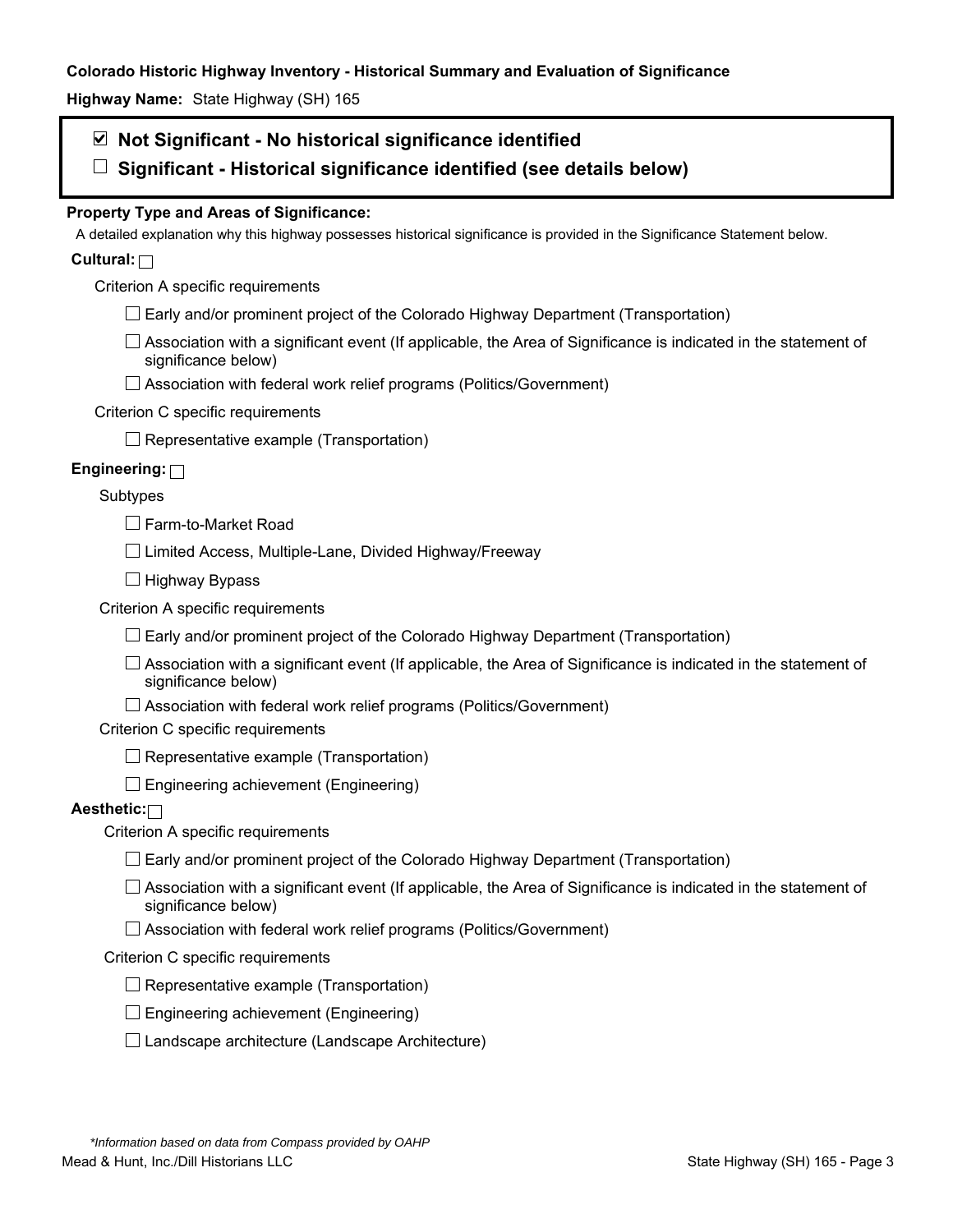**Colorado Historic Highway Inventory - Historical Summary and Evaluation of Significance**

**Highway Name:** State Highway (SH) 165

☑ **Not Significant - No historical significance identified**

☐ **Significant - Historical significance identified (see details below)**

**Property Type and Areas of Significance:**

A detailed explanation why this highway possesses historical significance is provided in the Significance Statement below.

**Cultural:** ☐

Criterion A specific requirements

- ☐ Early and/or prominent project of the Colorado Highway Department (Transportation)
- ☐ Association with a significant event (If applicable, the Area of Significance is indicated in the statement of significance below)
- ☐ Association with federal work relief programs (Politics/Government)

Criterion C specific requirements

- ☐ Representative example (Transportation)

**Engineering:** ☐

Subtypes

- ☐ Farm-to-Market Road
- ☐ Limited Access, Multiple-Lane, Divided Highway/Freeway
- ☐ Highway Bypass

Criterion A specific requirements

- ☐ Early and/or prominent project of the Colorado Highway Department (Transportation)
- ☐ Association with a significant event (If applicable, the Area of Significance is indicated in the statement of significance below)
- ☐ Association with federal work relief programs (Politics/Government)

Criterion C specific requirements

- ☐ Representative example (Transportation)
- ☐ Engineering achievement (Engineering)

**Aesthetic:** ☐

Criterion A specific requirements

- ☐ Early and/or prominent project of the Colorado Highway Department (Transportation)
- ☐ Association with a significant event (If applicable, the Area of Significance is indicated in the statement of significance below)
- ☐ Association with federal work relief programs (Politics/Government)

Criterion C specific requirements

- ☐ Representative example (Transportation)
- ☐ Engineering achievement (Engineering)
- ☐ Landscape architecture (Landscape Architecture)

*\*Information based on data from Compass provided by OAHP*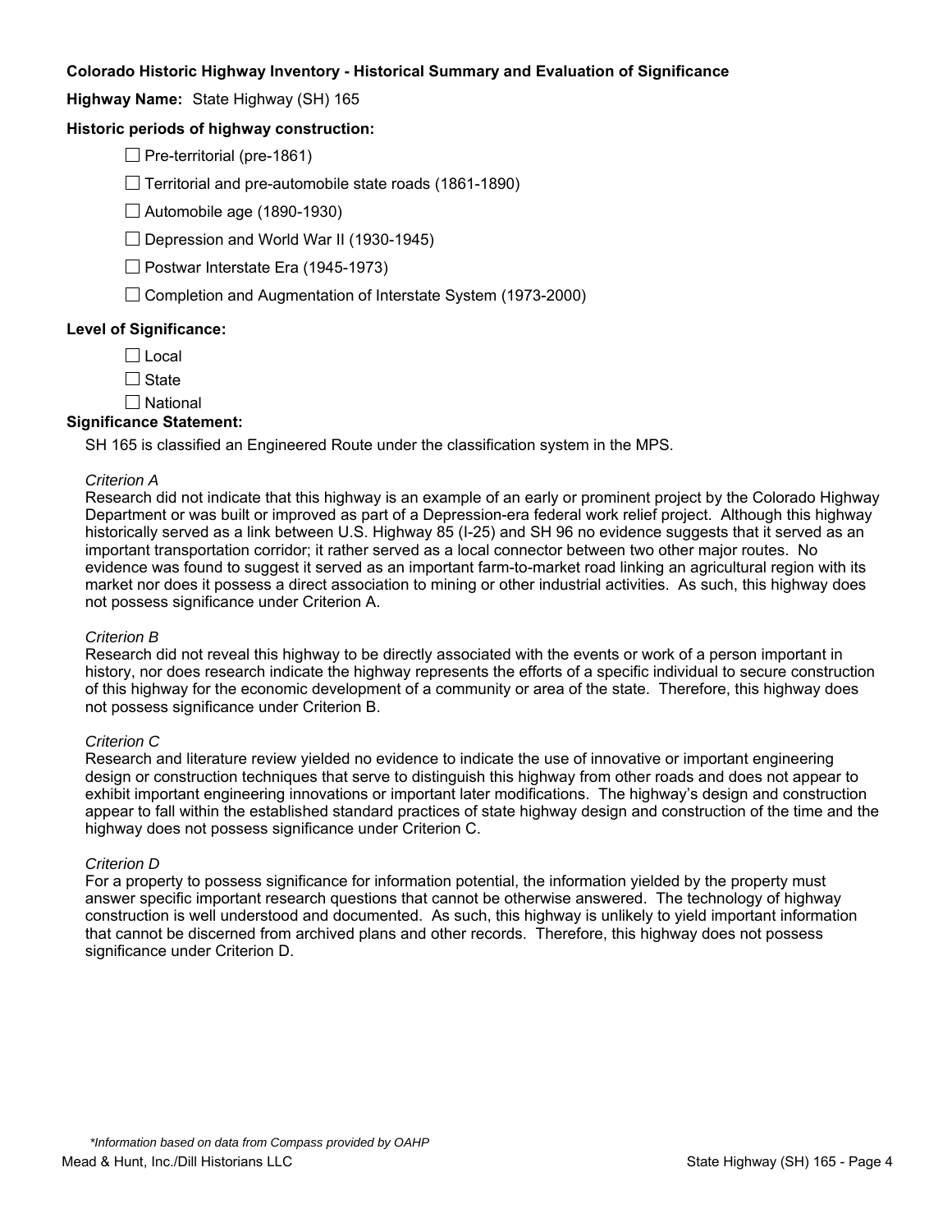**Colorado Historic Highway Inventory - Historical Summary and Evaluation of Significance**

**Highway Name:** State Highway (SH) 165

**Historic periods of highway construction:**

- ☐ Pre-territorial (pre-1861)
- ☐ Territorial and pre-automobile state roads (1861-1890)
- ☐ Automobile age (1890-1930)
- ☐ Depression and World War II (1930-1945)
- ☐ Postwar Interstate Era (1945-1973)
- ☐ Completion and Augmentation of Interstate System (1973-2000)

**Level of Significance:**

- ☐ Local
- ☐ State
- ☐ National

**Significance Statement:**

SH 165 is classified an Engineered Route under the classification system in the MPS.

*Criterion A*

Research did not indicate that this highway is an example of an early or prominent project by the Colorado Highway Department or was built or improved as part of a Depression-era federal work relief project. Although this highway historically served as a link between U.S. Highway 85 (I-25) and SH 96 no evidence suggests that it served as an important transportation corridor; it rather served as a local connector between two other major routes. No evidence was found to suggest it served as an important farm-to-market road linking an agricultural region with its market nor does it possess a direct association to mining or other industrial activities. As such, this highway does not possess significance under Criterion A.

*Criterion B*

Research did not reveal this highway to be directly associated with the events or work of a person important in history, nor does research indicate the highway represents the efforts of a specific individual to secure construction of this highway for the economic development of a community or area of the state. Therefore, this highway does not possess significance under Criterion B.

*Criterion C*

Research and literature review yielded no evidence to indicate the use of innovative or important engineering design or construction techniques that serve to distinguish this highway from other roads and does not appear to exhibit important engineering innovations or important later modifications. The highway's design and construction appear to fall within the established standard practices of state highway design and construction of the time and the highway does not possess significance under Criterion C.

*Criterion D*

For a property to possess significance for information potential, the information yielded by the property must answer specific important research questions that cannot be otherwise answered. The technology of highway construction is well understood and documented. As such, this highway is unlikely to yield important information that cannot be discerned from archived plans and other records. Therefore, this highway does not possess significance under Criterion D.

*\*Information based on data from Compass provided by OAHP*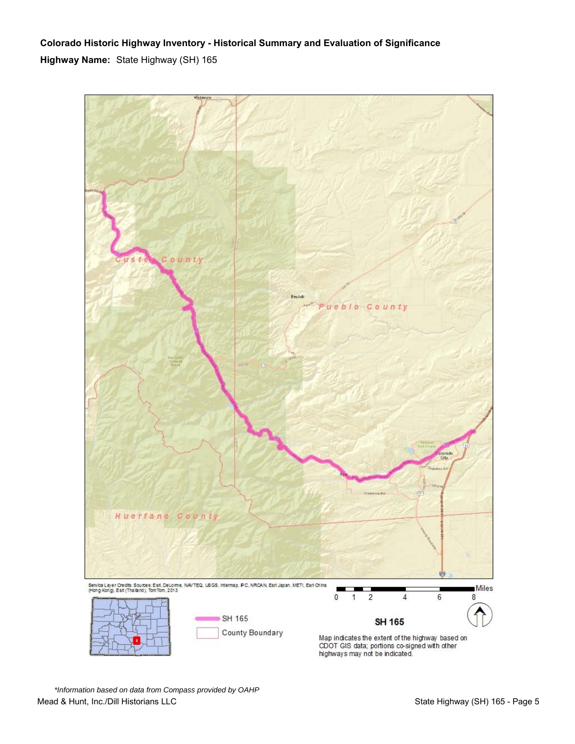**Colorado Historic Highway Inventory - Historical Summary and Evaluation of Significance**

**Highway Name:** State Highway (SH) 165

Wetmore

Custer County

Beulah

Pueblo County

Rye

Colorado City

Huerfano County

Service Layer Credits: Sources: Esri, DeLorme, NAVTEQ, USGS, Intermap, iPC, NRCAN, Esri Japan, METI, Esri China (Hong Kong), Esri (Thailand), TomTom, 2013

0 1 2 4 6 8 Miles

SH 165

County Boundary

**SH 165**

Map indicates the extent of the highway based on CDOT GIS data; portions co-signed with other highways may not be indicated.

*\*Information based on data from Compass provided by OAHP*